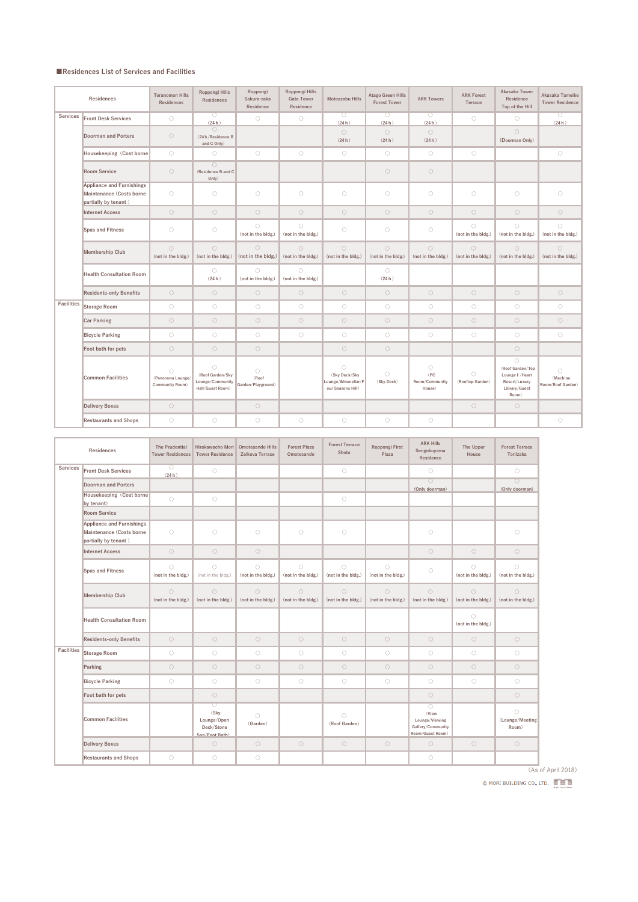## ■Residences List of Services and Facilities

| | Residences | Toranomon Hills Residences | Roppongi Hills Residences | Roppongi Sakura-zaka Residence | Roppongi Hills Gate Tower Residence | Motoazabu Hills | Atago Green Hills Forest Tower | ARK Towers | ARK Forest Terrace | Akasaka Tower Residence Top of the Hill | Akasaka Tameike Tower Residence |
|---|---|---|---|---|---|---|---|---|---|---|---|
| Services | Front Desk Services | ○ | ○ (24h) | ○ | ○ | ○ (24h) | ○ (24h) | ○ (24h) | ○ | ○ | ○ (24h) |
| | Doorman and Porters | ○ | ○ (24h/Residence B and C Only) | | | ○ (24h) | ○ (24h) | ○ (24h) | | ○ (Doorman Only) | |
| | Housekeeping (Cost borne | ○ | ○ | ○ | ○ | ○ | ○ | ○ | ○ | | ○ |
| | Room Service | ○ | ○ (Residence B and C Only) | | | | ○ | ○ | | | |
| | Appliance and Furnishings Maintenance (Costs borne partially by tenant ) | ○ | ○ | ○ | ○ | ○ | ○ | ○ | ○ | ○ | ○ |
| | Internet Access | ○ | ○ | ○ | ○ | ○ | ○ | ○ | ○ | ○ | ○ |
| | Spas and Fitness | ○ | ○ | ○ (not in the bldg.) | ○ (not in the bldg.) | ○ | ○ | ○ | ○ (not in the bldg.) | ○ (not in the bldg.) | ○ (not in the bldg.) |
| | Membership Club | ○ (not in the bldg.) | ○ (not in the bldg.) | ○ (not in the bldg.) | ○ (not in the bldg.) | ○ (not in the bldg.) | ○ (not in the bldg.) | ○ (not in the bldg.) | ○ (not in the bldg.) | ○ (not in the bldg.) | ○ (not in the bldg.) |
| | Health Consultation Room | | ○ (24h) | ○ (not in the bldg.) | ○ (not in the bldg.) | | ○ (24h) | | | | |
| | Residents-only Benefits | ○ | ○ | ○ | ○ | ○ | ○ | ○ | ○ | ○ | ○ |
| Facilities | Storage Room | ○ | ○ | ○ | ○ | ○ | ○ | ○ | ○ | ○ | ○ |
| | Car Parking | ○ | ○ | ○ | ○ | ○ | ○ | ○ | ○ | ○ | ○ |
| | Bicycle Parking | ○ | ○ | ○ | ○ | ○ | ○ | ○ | ○ | ○ | ○ |
| | Foot bath for pets | ○ | ○ | ○ | | ○ | ○ | | | ○ | |
| | Common Facilities | ○ (Panorama Lounge/Community Room) | ○ (Roof Garden/Sky Lounge/Community Hall/Guest Room) | ○ (Roof Garden/Playground) | | ○ (Sky Deck/Sky Lounge/Winecellar/Four Seasons Hill) | ○ (Sky Deck) | ○ (PC Room/Community House) | ○ (Rooftop Garden) | ○ (Roof Garden/Top Lounge/Heart Resort/Luxury Library/Guest Room) | ○ (Machine Room/Roof Garden) |
| | Delivery Boxes | ○ | | ○ | | | | | ○ | ○ | |
| | Restaurants and Shops | ○ | ○ | ○ | ○ | ○ | ○ | ○ | | | ○ |

| | Residences | The Prudential Tower Residences | Hirakawacho Mori Tower Residence | Omotesando Hills Zelkova Terrace | Forest Plaza Omotesando | Forest Terrace Shoto | Roppongi First Plaza | ARK Hills Sengokuyama Residence | The Upper House | Forest Terrace Toriizaka |
|---|---|---|---|---|---|---|---|---|---|---|
| Services | Front Desk Services | ○ (24h) | ○ | | | ○ | | ○ | | ○ |
| | Doorman and Porters | | | | | | | ○ (Only doorman) | | ○ (Only doorman) |
| | Housekeeping (Cost borne by tenant) | ○ | ○ | | | ○ | | | | |
| | Room Service | | | | | | | | | |
| | Appliance and Furnishings Maintenance (Costs borne partially by tenant ) | ○ | ○ | ○ | ○ | ○ | | ○ | | ○ |
| | Internet Access | ○ | ○ | ○ | | | | ○ | ○ | ○ |
| | Spas and Fitness | ○ (not in the bldg.) | ○ (not in the bldg.) | ○ (not in the bldg.) | ○ (not in the bldg.) | ○ (not in the bldg.) | ○ (not in the bldg.) | ○ | ○ (not in the bldg.) | ○ (not in the bldg.) |
| | Membership Club | ○ (not in the bldg.) | ○ (not in the bldg.) | ○ (not in the bldg.) | ○ (not in the bldg.) | ○ (not in the bldg.) | ○ (not in the bldg.) | ○ (not in the bldg.) | ○ (not in the bldg.) | ○ (not in the bldg.) |
| | Health Consultation Room | | | | | | | | ○ (not in the bldg.) | |
| | Residents-only Benefits | ○ | ○ | ○ | ○ | ○ | ○ | ○ | ○ | ○ |
| Facilities | Storage Room | ○ | ○ | ○ | ○ | ○ | ○ | ○ | ○ | ○ |
| | Parking | ○ | ○ | ○ | ○ | ○ | ○ | ○ | ○ | ○ |
| | Bicycle Parking | ○ | ○ | ○ | ○ | ○ | ○ | ○ | ○ | ○ |
| | Foot bath for pets | | ○ | | | | | ○ | | ○ |
| | Common Facilities | | ○ (Sky Lounge/Open Deck/Stone Spa/Foot Bath) | ○ (Garden) | | ○ (Roof Garden) | | ○ (View Lounge/Viewing Gallery/Community Room/Guest Room) | | ○ (Lounge/Meeting Room) |
| | Delivery Boxes | | ○ | ○ | ○ | ○ | ○ | ○ | ○ | ○ |
| | Restaurants and Shops | ○ | ○ | ○ | | | | ○ | | |

(As of April 2018)

© MORI BUILDING CO., LTD.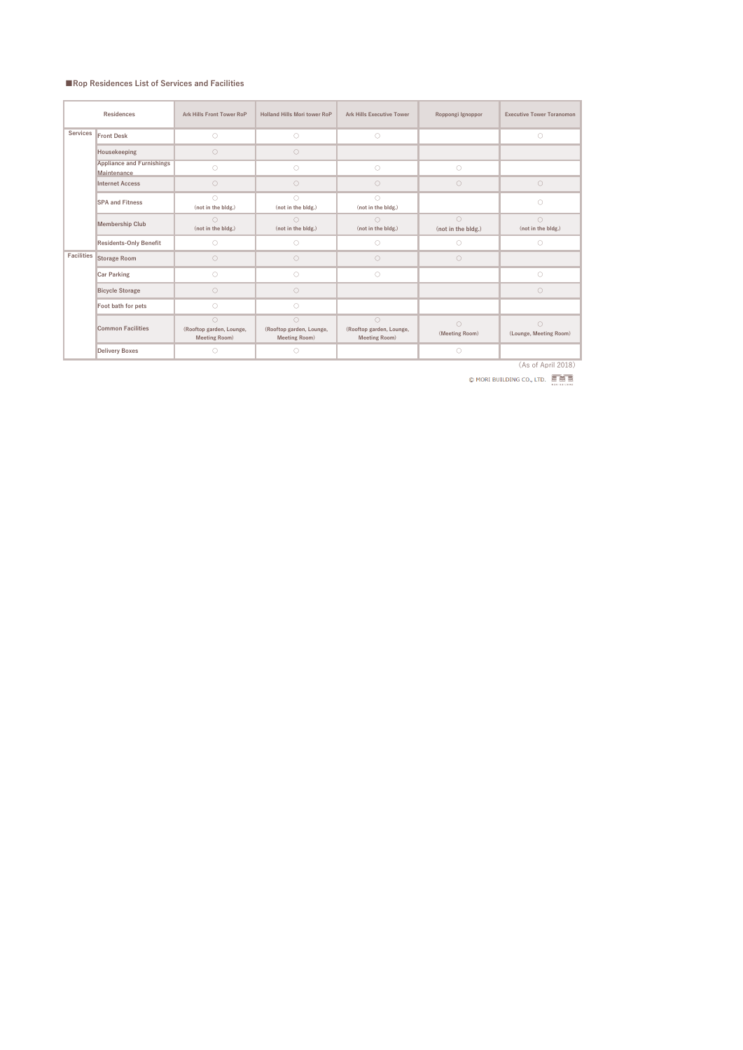■Rop Residences List of Services and Facilities

| Residences | | Ark Hills Front Tower RoP | Holland Hills Mori tower RoP | Ark Hills Executive Tower | Roppongi Ignoppor | Executive Tower Toranomon |
|---|---|---|---|---|---|---|
| Services | Front Desk | ○ | ○ | ○ | | ○ |
| | Housekeeping | ○ | ○ | | | |
| | Appliance and Furnishings Maintenance | ○ | ○ | ○ | ○ | |
| | Internet Access | ○ | ○ | ○ | ○ | ○ |
| | SPA and Fitness | ○ (not in the bldg.) | ○ (not in the bldg.) | ○ (not in the bldg.) | | ○ |
| | Membership Club | ○ (not in the bldg.) | ○ (not in the bldg.) | ○ (not in the bldg.) | ○ (not in the bldg.) | ○ (not in the bldg.) |
| | Residents-Only Benefit | ○ | ○ | ○ | ○ | ○ |
| Facilities | Storage Room | ○ | ○ | ○ | ○ | |
| | Car Parking | ○ | ○ | ○ | | ○ |
| | Bicycle Storage | ○ | ○ | | | ○ |
| | Foot bath for pets | ○ | ○ | | | |
| | Common Facilities | ○ (Rooftop garden, Lounge, Meeting Room) | ○ (Rooftop garden, Lounge, Meeting Room) | ○ (Rooftop garden, Lounge, Meeting Room) | ○ (Meeting Room) | ○ (Lounge, Meeting Room) |
| | Delivery Boxes | ○ | ○ | | ○ | |

(As of April 2018)

© MORI BUILDING CO., LTD.